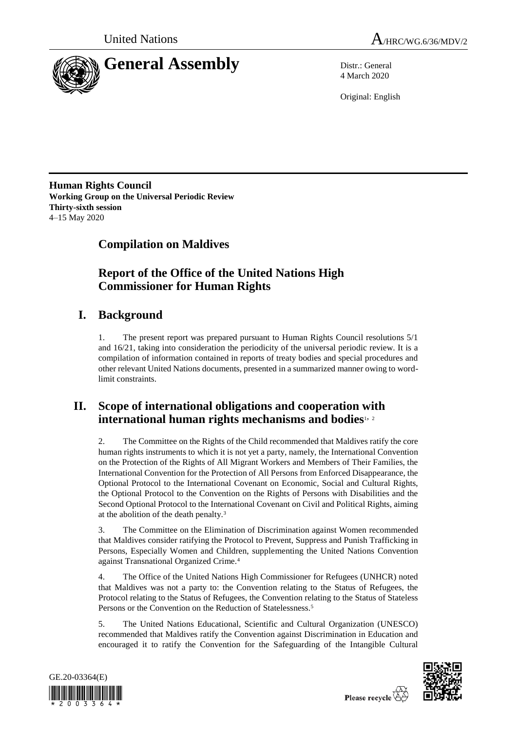United Nations

# General Assembly

A/HRC/WG.6/36/MDV/2

Distr.: General
4 March 2020

Original: English

**Human Rights Council**
**Working Group on the Universal Periodic Review**
**Thirty-sixth session**
4–15 May 2020

## Compilation on Maldives

## Report of the Office of the United Nations High Commissioner for Human Rights

## I. Background

1. The present report was prepared pursuant to Human Rights Council resolutions 5/1 and 16/21, taking into consideration the periodicity of the universal periodic review. It is a compilation of information contained in reports of treaty bodies and special procedures and other relevant United Nations documents, presented in a summarized manner owing to word-limit constraints.

## II. Scope of international obligations and cooperation with international human rights mechanisms and bodies[1, 2]

2. The Committee on the Rights of the Child recommended that Maldives ratify the core human rights instruments to which it is not yet a party, namely, the International Convention on the Protection of the Rights of All Migrant Workers and Members of Their Families, the International Convention for the Protection of All Persons from Enforced Disappearance, the Optional Protocol to the International Covenant on Economic, Social and Cultural Rights, the Optional Protocol to the Convention on the Rights of Persons with Disabilities and the Second Optional Protocol to the International Covenant on Civil and Political Rights, aiming at the abolition of the death penalty.[3]

3. The Committee on the Elimination of Discrimination against Women recommended that Maldives consider ratifying the Protocol to Prevent, Suppress and Punish Trafficking in Persons, Especially Women and Children, supplementing the United Nations Convention against Transnational Organized Crime.[4]

4. The Office of the United Nations High Commissioner for Refugees (UNHCR) noted that Maldives was not a party to: the Convention relating to the Status of Refugees, the Protocol relating to the Status of Refugees, the Convention relating to the Status of Stateless Persons or the Convention on the Reduction of Statelessness.[5]

5. The United Nations Educational, Scientific and Cultural Organization (UNESCO) recommended that Maldives ratify the Convention against Discrimination in Education and encouraged it to ratify the Convention for the Safeguarding of the Intangible Cultural

GE.20-03364(E)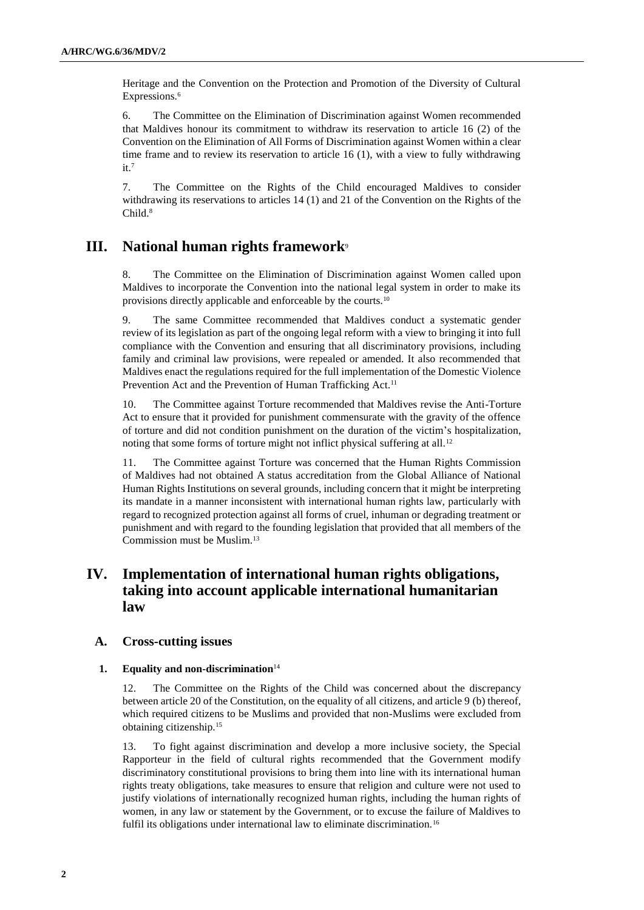Heritage and the Convention on the Protection and Promotion of the Diversity of Cultural Expressions.[6]

6. The Committee on the Elimination of Discrimination against Women recommended that Maldives honour its commitment to withdraw its reservation to article 16 (2) of the Convention on the Elimination of All Forms of Discrimination against Women within a clear time frame and to review its reservation to article 16 (1), with a view to fully withdrawing it.[7]

7. The Committee on the Rights of the Child encouraged Maldives to consider withdrawing its reservations to articles 14 (1) and 21 of the Convention on the Rights of the Child.[8]

# III. National human rights framework[9]

8. The Committee on the Elimination of Discrimination against Women called upon Maldives to incorporate the Convention into the national legal system in order to make its provisions directly applicable and enforceable by the courts.[10]

9. The same Committee recommended that Maldives conduct a systematic gender review of its legislation as part of the ongoing legal reform with a view to bringing it into full compliance with the Convention and ensuring that all discriminatory provisions, including family and criminal law provisions, were repealed or amended. It also recommended that Maldives enact the regulations required for the full implementation of the Domestic Violence Prevention Act and the Prevention of Human Trafficking Act.[11]

10. The Committee against Torture recommended that Maldives revise the Anti-Torture Act to ensure that it provided for punishment commensurate with the gravity of the offence of torture and did not condition punishment on the duration of the victim's hospitalization, noting that some forms of torture might not inflict physical suffering at all.[12]

11. The Committee against Torture was concerned that the Human Rights Commission of Maldives had not obtained A status accreditation from the Global Alliance of National Human Rights Institutions on several grounds, including concern that it might be interpreting its mandate in a manner inconsistent with international human rights law, particularly with regard to recognized protection against all forms of cruel, inhuman or degrading treatment or punishment and with regard to the founding legislation that provided that all members of the Commission must be Muslim.[13]

# IV. Implementation of international human rights obligations, taking into account applicable international humanitarian law

## A. Cross-cutting issues

### 1. Equality and non-discrimination[14]

12. The Committee on the Rights of the Child was concerned about the discrepancy between article 20 of the Constitution, on the equality of all citizens, and article 9 (b) thereof, which required citizens to be Muslims and provided that non-Muslims were excluded from obtaining citizenship.[15]

13. To fight against discrimination and develop a more inclusive society, the Special Rapporteur in the field of cultural rights recommended that the Government modify discriminatory constitutional provisions to bring them into line with its international human rights treaty obligations, take measures to ensure that religion and culture were not used to justify violations of internationally recognized human rights, including the human rights of women, in any law or statement by the Government, or to excuse the failure of Maldives to fulfil its obligations under international law to eliminate discrimination.[16]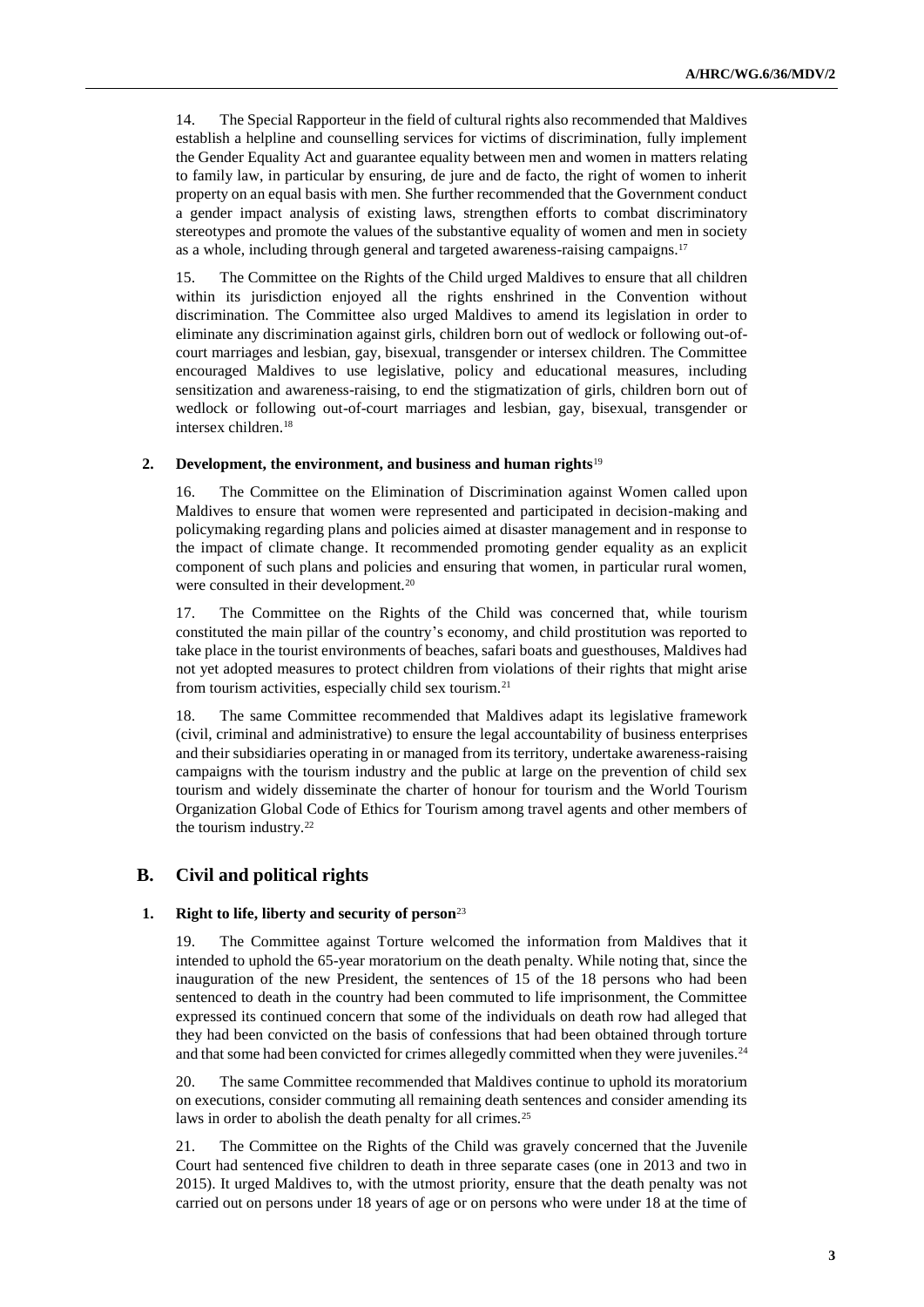14. The Special Rapporteur in the field of cultural rights also recommended that Maldives establish a helpline and counselling services for victims of discrimination, fully implement the Gender Equality Act and guarantee equality between men and women in matters relating to family law, in particular by ensuring, de jure and de facto, the right of women to inherit property on an equal basis with men. She further recommended that the Government conduct a gender impact analysis of existing laws, strengthen efforts to combat discriminatory stereotypes and promote the values of the substantive equality of women and men in society as a whole, including through general and targeted awareness-raising campaigns.[17]

15. The Committee on the Rights of the Child urged Maldives to ensure that all children within its jurisdiction enjoyed all the rights enshrined in the Convention without discrimination. The Committee also urged Maldives to amend its legislation in order to eliminate any discrimination against girls, children born out of wedlock or following out-of-court marriages and lesbian, gay, bisexual, transgender or intersex children. The Committee encouraged Maldives to use legislative, policy and educational measures, including sensitization and awareness-raising, to end the stigmatization of girls, children born out of wedlock or following out-of-court marriages and lesbian, gay, bisexual, transgender or intersex children.[18]

### 2. Development, the environment, and business and human rights[19]

16. The Committee on the Elimination of Discrimination against Women called upon Maldives to ensure that women were represented and participated in decision-making and policymaking regarding plans and policies aimed at disaster management and in response to the impact of climate change. It recommended promoting gender equality as an explicit component of such plans and policies and ensuring that women, in particular rural women, were consulted in their development.[20]

17. The Committee on the Rights of the Child was concerned that, while tourism constituted the main pillar of the country's economy, and child prostitution was reported to take place in the tourist environments of beaches, safari boats and guesthouses, Maldives had not yet adopted measures to protect children from violations of their rights that might arise from tourism activities, especially child sex tourism.[21]

18. The same Committee recommended that Maldives adapt its legislative framework (civil, criminal and administrative) to ensure the legal accountability of business enterprises and their subsidiaries operating in or managed from its territory, undertake awareness-raising campaigns with the tourism industry and the public at large on the prevention of child sex tourism and widely disseminate the charter of honour for tourism and the World Tourism Organization Global Code of Ethics for Tourism among travel agents and other members of the tourism industry.[22]

## B. Civil and political rights

### 1. Right to life, liberty and security of person[23]

19. The Committee against Torture welcomed the information from Maldives that it intended to uphold the 65-year moratorium on the death penalty. While noting that, since the inauguration of the new President, the sentences of 15 of the 18 persons who had been sentenced to death in the country had been commuted to life imprisonment, the Committee expressed its continued concern that some of the individuals on death row had alleged that they had been convicted on the basis of confessions that had been obtained through torture and that some had been convicted for crimes allegedly committed when they were juveniles.[24]

20. The same Committee recommended that Maldives continue to uphold its moratorium on executions, consider commuting all remaining death sentences and consider amending its laws in order to abolish the death penalty for all crimes.[25]

21. The Committee on the Rights of the Child was gravely concerned that the Juvenile Court had sentenced five children to death in three separate cases (one in 2013 and two in 2015). It urged Maldives to, with the utmost priority, ensure that the death penalty was not carried out on persons under 18 years of age or on persons who were under 18 at the time of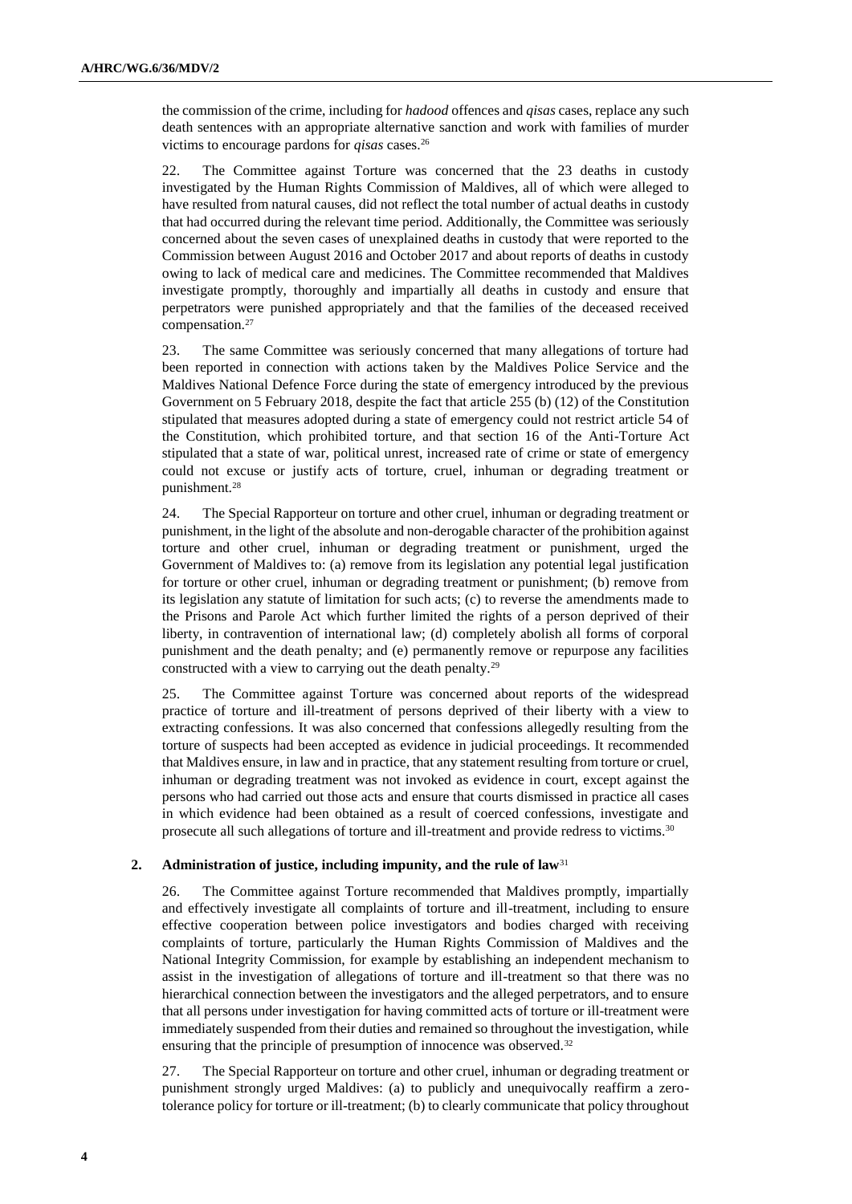the commission of the crime, including for *hadood* offences and *qisas* cases, replace any such death sentences with an appropriate alternative sanction and work with families of murder victims to encourage pardons for *qisas* cases.[26]

22. The Committee against Torture was concerned that the 23 deaths in custody investigated by the Human Rights Commission of Maldives, all of which were alleged to have resulted from natural causes, did not reflect the total number of actual deaths in custody that had occurred during the relevant time period. Additionally, the Committee was seriously concerned about the seven cases of unexplained deaths in custody that were reported to the Commission between August 2016 and October 2017 and about reports of deaths in custody owing to lack of medical care and medicines. The Committee recommended that Maldives investigate promptly, thoroughly and impartially all deaths in custody and ensure that perpetrators were punished appropriately and that the families of the deceased received compensation.[27]

23. The same Committee was seriously concerned that many allegations of torture had been reported in connection with actions taken by the Maldives Police Service and the Maldives National Defence Force during the state of emergency introduced by the previous Government on 5 February 2018, despite the fact that article 255 (b) (12) of the Constitution stipulated that measures adopted during a state of emergency could not restrict article 54 of the Constitution, which prohibited torture, and that section 16 of the Anti-Torture Act stipulated that a state of war, political unrest, increased rate of crime or state of emergency could not excuse or justify acts of torture, cruel, inhuman or degrading treatment or punishment.[28]

24. The Special Rapporteur on torture and other cruel, inhuman or degrading treatment or punishment, in the light of the absolute and non-derogable character of the prohibition against torture and other cruel, inhuman or degrading treatment or punishment, urged the Government of Maldives to: (a) remove from its legislation any potential legal justification for torture or other cruel, inhuman or degrading treatment or punishment; (b) remove from its legislation any statute of limitation for such acts; (c) to reverse the amendments made to the Prisons and Parole Act which further limited the rights of a person deprived of their liberty, in contravention of international law; (d) completely abolish all forms of corporal punishment and the death penalty; and (e) permanently remove or repurpose any facilities constructed with a view to carrying out the death penalty.[29]

25. The Committee against Torture was concerned about reports of the widespread practice of torture and ill-treatment of persons deprived of their liberty with a view to extracting confessions. It was also concerned that confessions allegedly resulting from the torture of suspects had been accepted as evidence in judicial proceedings. It recommended that Maldives ensure, in law and in practice, that any statement resulting from torture or cruel, inhuman or degrading treatment was not invoked as evidence in court, except against the persons who had carried out those acts and ensure that courts dismissed in practice all cases in which evidence had been obtained as a result of coerced confessions, investigate and prosecute all such allegations of torture and ill-treatment and provide redress to victims.[30]

### 2. Administration of justice, including impunity, and the rule of law[31]

26. The Committee against Torture recommended that Maldives promptly, impartially and effectively investigate all complaints of torture and ill-treatment, including to ensure effective cooperation between police investigators and bodies charged with receiving complaints of torture, particularly the Human Rights Commission of Maldives and the National Integrity Commission, for example by establishing an independent mechanism to assist in the investigation of allegations of torture and ill-treatment so that there was no hierarchical connection between the investigators and the alleged perpetrators, and to ensure that all persons under investigation for having committed acts of torture or ill-treatment were immediately suspended from their duties and remained so throughout the investigation, while ensuring that the principle of presumption of innocence was observed.[32]

27. The Special Rapporteur on torture and other cruel, inhuman or degrading treatment or punishment strongly urged Maldives: (a) to publicly and unequivocally reaffirm a zero-tolerance policy for torture or ill-treatment; (b) to clearly communicate that policy throughout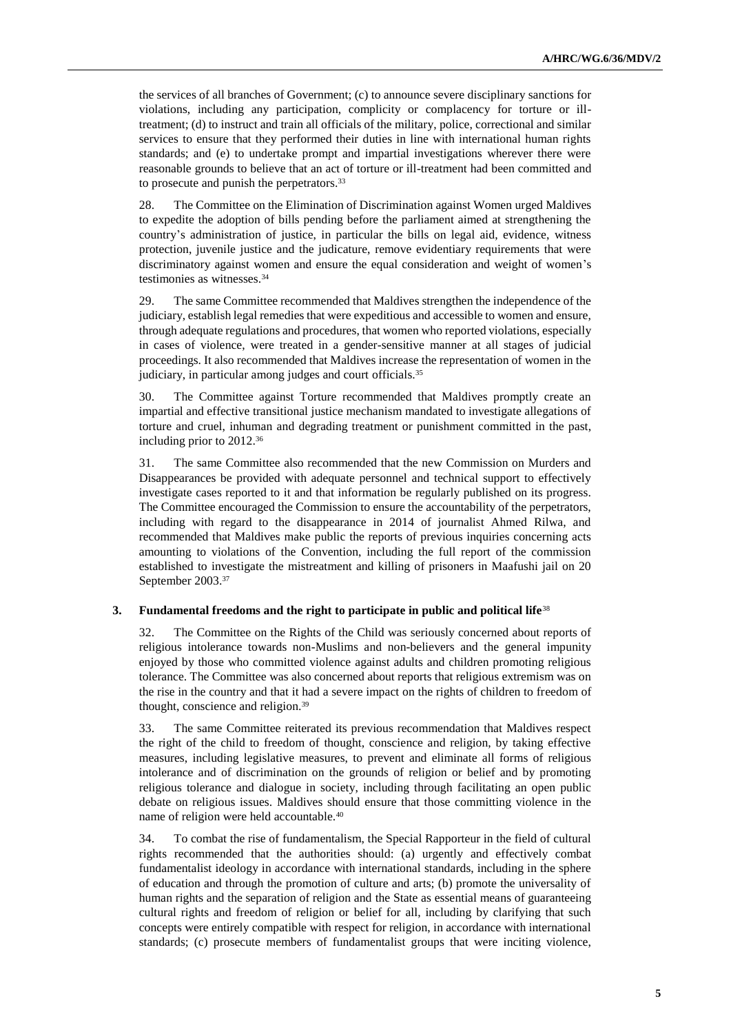the services of all branches of Government; (c) to announce severe disciplinary sanctions for violations, including any participation, complicity or complacency for torture or ill-treatment; (d) to instruct and train all officials of the military, police, correctional and similar services to ensure that they performed their duties in line with international human rights standards; and (e) to undertake prompt and impartial investigations wherever there were reasonable grounds to believe that an act of torture or ill-treatment had been committed and to prosecute and punish the perpetrators.[33]

28. The Committee on the Elimination of Discrimination against Women urged Maldives to expedite the adoption of bills pending before the parliament aimed at strengthening the country's administration of justice, in particular the bills on legal aid, evidence, witness protection, juvenile justice and the judicature, remove evidentiary requirements that were discriminatory against women and ensure the equal consideration and weight of women's testimonies as witnesses.[34]

29. The same Committee recommended that Maldives strengthen the independence of the judiciary, establish legal remedies that were expeditious and accessible to women and ensure, through adequate regulations and procedures, that women who reported violations, especially in cases of violence, were treated in a gender-sensitive manner at all stages of judicial proceedings. It also recommended that Maldives increase the representation of women in the judiciary, in particular among judges and court officials.[35]

30. The Committee against Torture recommended that Maldives promptly create an impartial and effective transitional justice mechanism mandated to investigate allegations of torture and cruel, inhuman and degrading treatment or punishment committed in the past, including prior to 2012.[36]

31. The same Committee also recommended that the new Commission on Murders and Disappearances be provided with adequate personnel and technical support to effectively investigate cases reported to it and that information be regularly published on its progress. The Committee encouraged the Commission to ensure the accountability of the perpetrators, including with regard to the disappearance in 2014 of journalist Ahmed Rilwa, and recommended that Maldives make public the reports of previous inquiries concerning acts amounting to violations of the Convention, including the full report of the commission established to investigate the mistreatment and killing of prisoners in Maafushi jail on 20 September 2003.[37]

### 3. Fundamental freedoms and the right to participate in public and political life[38]

32. The Committee on the Rights of the Child was seriously concerned about reports of religious intolerance towards non-Muslims and non-believers and the general impunity enjoyed by those who committed violence against adults and children promoting religious tolerance. The Committee was also concerned about reports that religious extremism was on the rise in the country and that it had a severe impact on the rights of children to freedom of thought, conscience and religion.[39]

33. The same Committee reiterated its previous recommendation that Maldives respect the right of the child to freedom of thought, conscience and religion, by taking effective measures, including legislative measures, to prevent and eliminate all forms of religious intolerance and of discrimination on the grounds of religion or belief and by promoting religious tolerance and dialogue in society, including through facilitating an open public debate on religious issues. Maldives should ensure that those committing violence in the name of religion were held accountable.[40]

34. To combat the rise of fundamentalism, the Special Rapporteur in the field of cultural rights recommended that the authorities should: (a) urgently and effectively combat fundamentalist ideology in accordance with international standards, including in the sphere of education and through the promotion of culture and arts; (b) promote the universality of human rights and the separation of religion and the State as essential means of guaranteeing cultural rights and freedom of religion or belief for all, including by clarifying that such concepts were entirely compatible with respect for religion, in accordance with international standards; (c) prosecute members of fundamentalist groups that were inciting violence,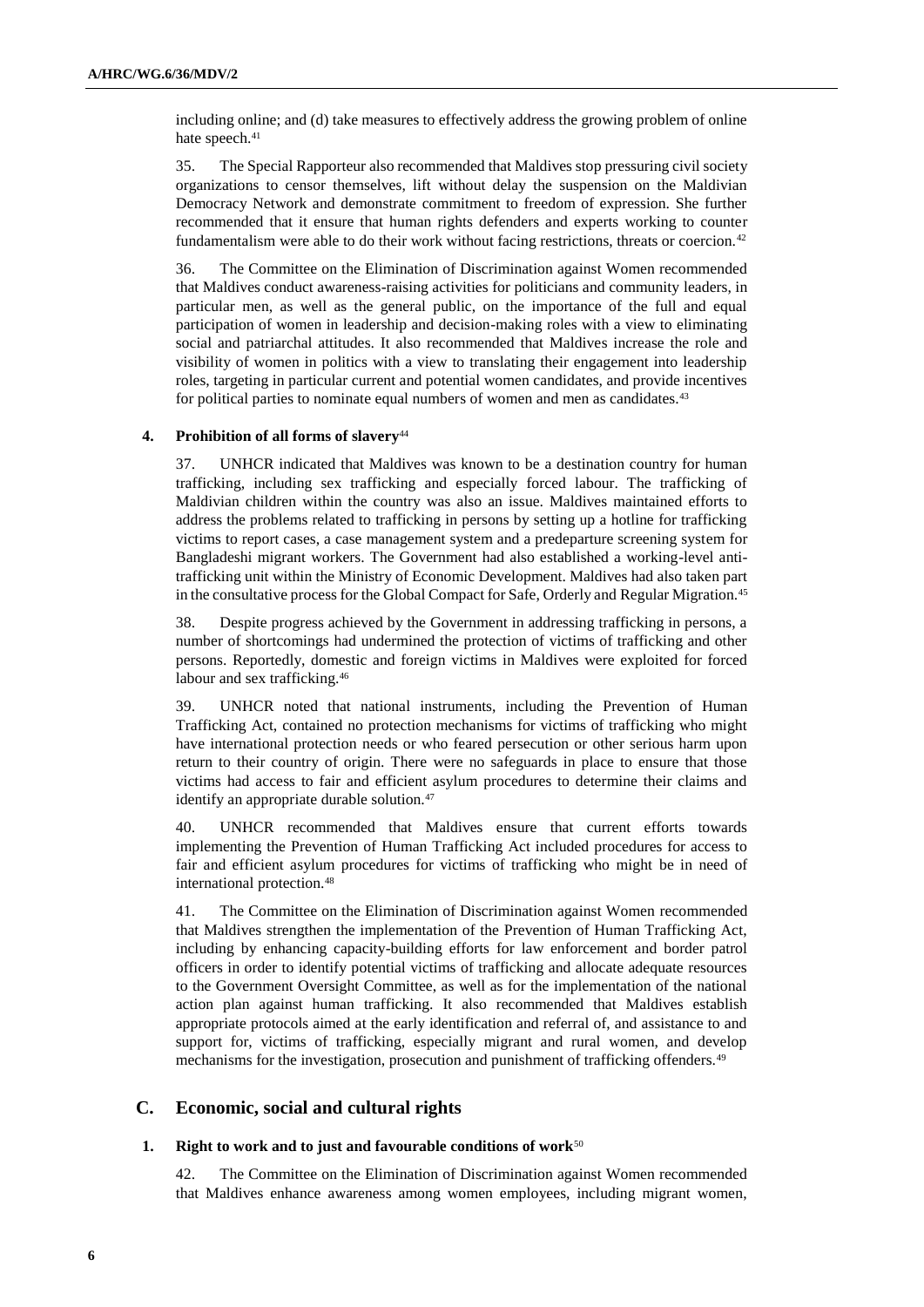including online; and (d) take measures to effectively address the growing problem of online hate speech.[41]

35. The Special Rapporteur also recommended that Maldives stop pressuring civil society organizations to censor themselves, lift without delay the suspension on the Maldivian Democracy Network and demonstrate commitment to freedom of expression. She further recommended that it ensure that human rights defenders and experts working to counter fundamentalism were able to do their work without facing restrictions, threats or coercion.[42]

36. The Committee on the Elimination of Discrimination against Women recommended that Maldives conduct awareness-raising activities for politicians and community leaders, in particular men, as well as the general public, on the importance of the full and equal participation of women in leadership and decision-making roles with a view to eliminating social and patriarchal attitudes. It also recommended that Maldives increase the role and visibility of women in politics with a view to translating their engagement into leadership roles, targeting in particular current and potential women candidates, and provide incentives for political parties to nominate equal numbers of women and men as candidates.[43]

#### 4. Prohibition of all forms of slavery[44]

37. UNHCR indicated that Maldives was known to be a destination country for human trafficking, including sex trafficking and especially forced labour. The trafficking of Maldivian children within the country was also an issue. Maldives maintained efforts to address the problems related to trafficking in persons by setting up a hotline for trafficking victims to report cases, a case management system and a predeparture screening system for Bangladeshi migrant workers. The Government had also established a working-level anti-trafficking unit within the Ministry of Economic Development. Maldives had also taken part in the consultative process for the Global Compact for Safe, Orderly and Regular Migration.[45]

38. Despite progress achieved by the Government in addressing trafficking in persons, a number of shortcomings had undermined the protection of victims of trafficking and other persons. Reportedly, domestic and foreign victims in Maldives were exploited for forced labour and sex trafficking.[46]

39. UNHCR noted that national instruments, including the Prevention of Human Trafficking Act, contained no protection mechanisms for victims of trafficking who might have international protection needs or who feared persecution or other serious harm upon return to their country of origin. There were no safeguards in place to ensure that those victims had access to fair and efficient asylum procedures to determine their claims and identify an appropriate durable solution.[47]

40. UNHCR recommended that Maldives ensure that current efforts towards implementing the Prevention of Human Trafficking Act included procedures for access to fair and efficient asylum procedures for victims of trafficking who might be in need of international protection.[48]

41. The Committee on the Elimination of Discrimination against Women recommended that Maldives strengthen the implementation of the Prevention of Human Trafficking Act, including by enhancing capacity-building efforts for law enforcement and border patrol officers in order to identify potential victims of trafficking and allocate adequate resources to the Government Oversight Committee, as well as for the implementation of the national action plan against human trafficking. It also recommended that Maldives establish appropriate protocols aimed at the early identification and referral of, and assistance to and support for, victims of trafficking, especially migrant and rural women, and develop mechanisms for the investigation, prosecution and punishment of trafficking offenders.[49]

### C. Economic, social and cultural rights

#### 1. Right to work and to just and favourable conditions of work[50]

42. The Committee on the Elimination of Discrimination against Women recommended that Maldives enhance awareness among women employees, including migrant women,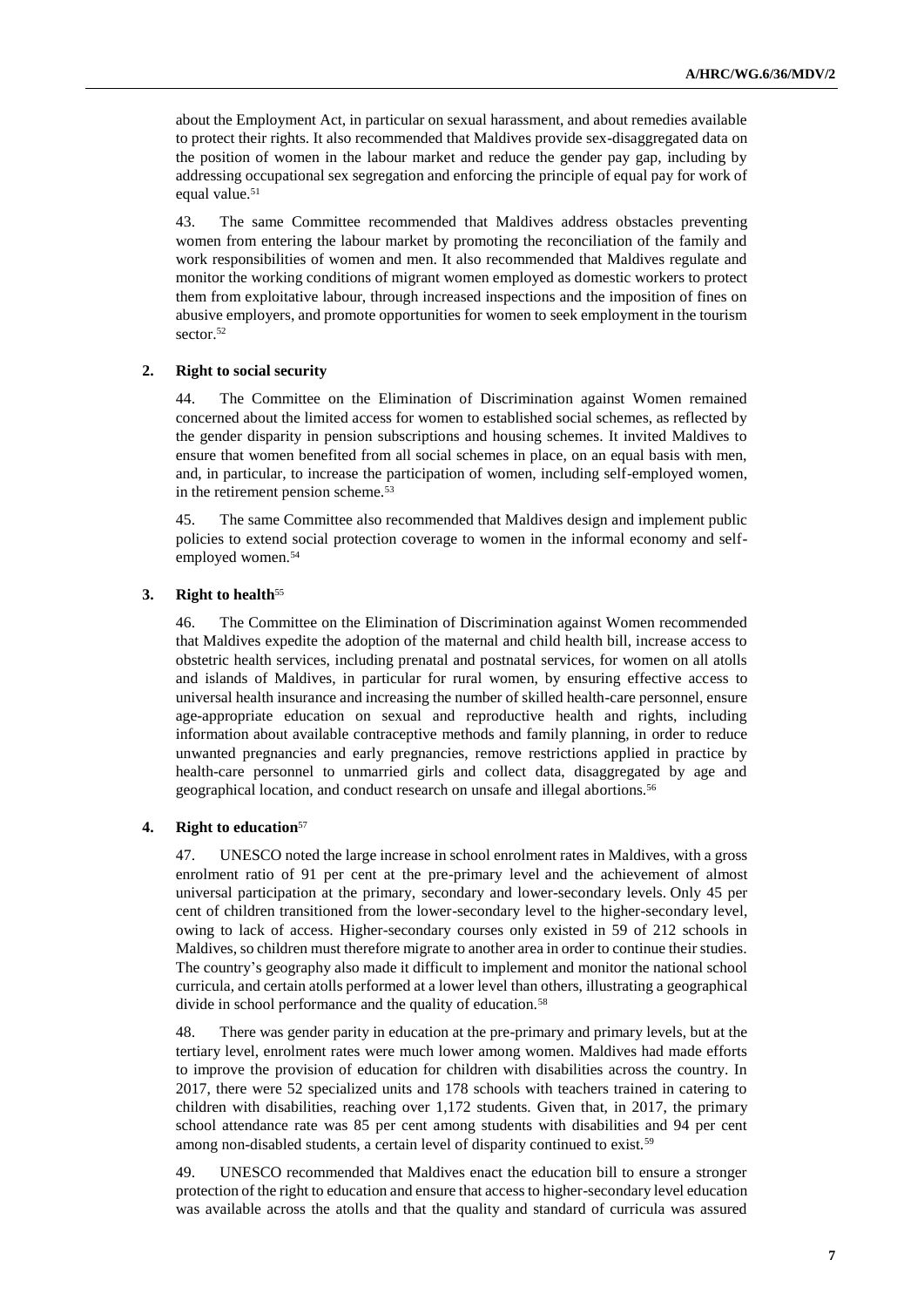about the Employment Act, in particular on sexual harassment, and about remedies available to protect their rights. It also recommended that Maldives provide sex-disaggregated data on the position of women in the labour market and reduce the gender pay gap, including by addressing occupational sex segregation and enforcing the principle of equal pay for work of equal value.[51]

43. The same Committee recommended that Maldives address obstacles preventing women from entering the labour market by promoting the reconciliation of the family and work responsibilities of women and men. It also recommended that Maldives regulate and monitor the working conditions of migrant women employed as domestic workers to protect them from exploitative labour, through increased inspections and the imposition of fines on abusive employers, and promote opportunities for women to seek employment in the tourism sector.[52]

### 2. Right to social security

44. The Committee on the Elimination of Discrimination against Women remained concerned about the limited access for women to established social schemes, as reflected by the gender disparity in pension subscriptions and housing schemes. It invited Maldives to ensure that women benefited from all social schemes in place, on an equal basis with men, and, in particular, to increase the participation of women, including self-employed women, in the retirement pension scheme.[53]

45. The same Committee also recommended that Maldives design and implement public policies to extend social protection coverage to women in the informal economy and self-employed women.[54]

### 3. Right to health[55]

46. The Committee on the Elimination of Discrimination against Women recommended that Maldives expedite the adoption of the maternal and child health bill, increase access to obstetric health services, including prenatal and postnatal services, for women on all atolls and islands of Maldives, in particular for rural women, by ensuring effective access to universal health insurance and increasing the number of skilled health-care personnel, ensure age-appropriate education on sexual and reproductive health and rights, including information about available contraceptive methods and family planning, in order to reduce unwanted pregnancies and early pregnancies, remove restrictions applied in practice by health-care personnel to unmarried girls and collect data, disaggregated by age and geographical location, and conduct research on unsafe and illegal abortions.[56]

### 4. Right to education[57]

47. UNESCO noted the large increase in school enrolment rates in Maldives, with a gross enrolment ratio of 91 per cent at the pre-primary level and the achievement of almost universal participation at the primary, secondary and lower-secondary levels. Only 45 per cent of children transitioned from the lower-secondary level to the higher-secondary level, owing to lack of access. Higher-secondary courses only existed in 59 of 212 schools in Maldives, so children must therefore migrate to another area in order to continue their studies. The country's geography also made it difficult to implement and monitor the national school curricula, and certain atolls performed at a lower level than others, illustrating a geographical divide in school performance and the quality of education.[58]

48. There was gender parity in education at the pre-primary and primary levels, but at the tertiary level, enrolment rates were much lower among women. Maldives had made efforts to improve the provision of education for children with disabilities across the country. In 2017, there were 52 specialized units and 178 schools with teachers trained in catering to children with disabilities, reaching over 1,172 students. Given that, in 2017, the primary school attendance rate was 85 per cent among students with disabilities and 94 per cent among non-disabled students, a certain level of disparity continued to exist.[59]

49. UNESCO recommended that Maldives enact the education bill to ensure a stronger protection of the right to education and ensure that access to higher-secondary level education was available across the atolls and that the quality and standard of curricula was assured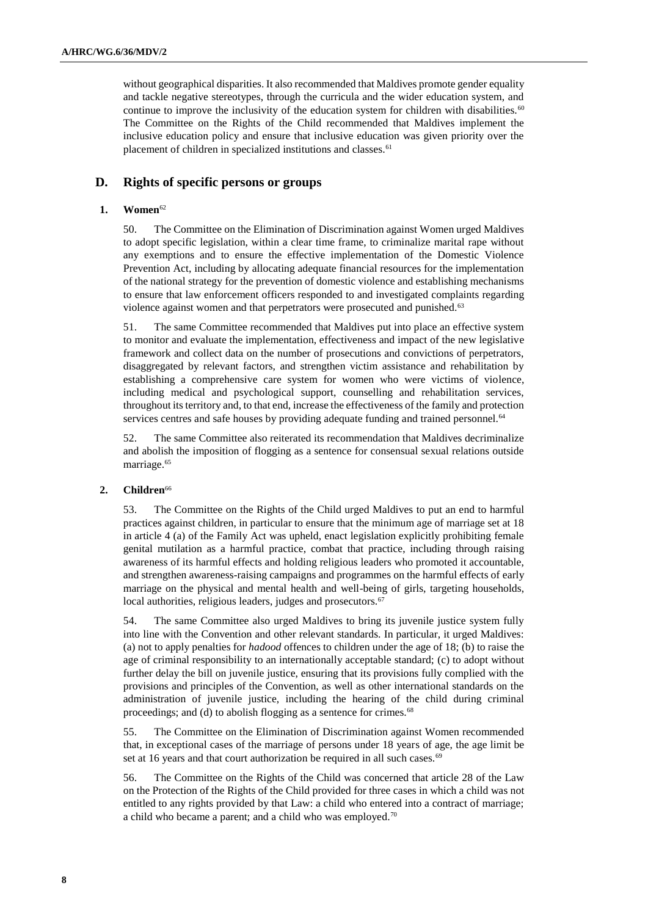without geographical disparities. It also recommended that Maldives promote gender equality and tackle negative stereotypes, through the curricula and the wider education system, and continue to improve the inclusivity of the education system for children with disabilities.[60] The Committee on the Rights of the Child recommended that Maldives implement the inclusive education policy and ensure that inclusive education was given priority over the placement of children in specialized institutions and classes.[61]

## D. Rights of specific persons or groups

### 1. Women[62]

50. The Committee on the Elimination of Discrimination against Women urged Maldives to adopt specific legislation, within a clear time frame, to criminalize marital rape without any exemptions and to ensure the effective implementation of the Domestic Violence Prevention Act, including by allocating adequate financial resources for the implementation of the national strategy for the prevention of domestic violence and establishing mechanisms to ensure that law enforcement officers responded to and investigated complaints regarding violence against women and that perpetrators were prosecuted and punished.[63]

51. The same Committee recommended that Maldives put into place an effective system to monitor and evaluate the implementation, effectiveness and impact of the new legislative framework and collect data on the number of prosecutions and convictions of perpetrators, disaggregated by relevant factors, and strengthen victim assistance and rehabilitation by establishing a comprehensive care system for women who were victims of violence, including medical and psychological support, counselling and rehabilitation services, throughout its territory and, to that end, increase the effectiveness of the family and protection services centres and safe houses by providing adequate funding and trained personnel.[64]

52. The same Committee also reiterated its recommendation that Maldives decriminalize and abolish the imposition of flogging as a sentence for consensual sexual relations outside marriage.[65]

### 2. Children[66]

53. The Committee on the Rights of the Child urged Maldives to put an end to harmful practices against children, in particular to ensure that the minimum age of marriage set at 18 in article 4 (a) of the Family Act was upheld, enact legislation explicitly prohibiting female genital mutilation as a harmful practice, combat that practice, including through raising awareness of its harmful effects and holding religious leaders who promoted it accountable, and strengthen awareness-raising campaigns and programmes on the harmful effects of early marriage on the physical and mental health and well-being of girls, targeting households, local authorities, religious leaders, judges and prosecutors.[67]

54. The same Committee also urged Maldives to bring its juvenile justice system fully into line with the Convention and other relevant standards. In particular, it urged Maldives: (a) not to apply penalties for *hadood* offences to children under the age of 18; (b) to raise the age of criminal responsibility to an internationally acceptable standard; (c) to adopt without further delay the bill on juvenile justice, ensuring that its provisions fully complied with the provisions and principles of the Convention, as well as other international standards on the administration of juvenile justice, including the hearing of the child during criminal proceedings; and (d) to abolish flogging as a sentence for crimes.[68]

55. The Committee on the Elimination of Discrimination against Women recommended that, in exceptional cases of the marriage of persons under 18 years of age, the age limit be set at 16 years and that court authorization be required in all such cases.[69]

56. The Committee on the Rights of the Child was concerned that article 28 of the Law on the Protection of the Rights of the Child provided for three cases in which a child was not entitled to any rights provided by that Law: a child who entered into a contract of marriage; a child who became a parent; and a child who was employed.[70]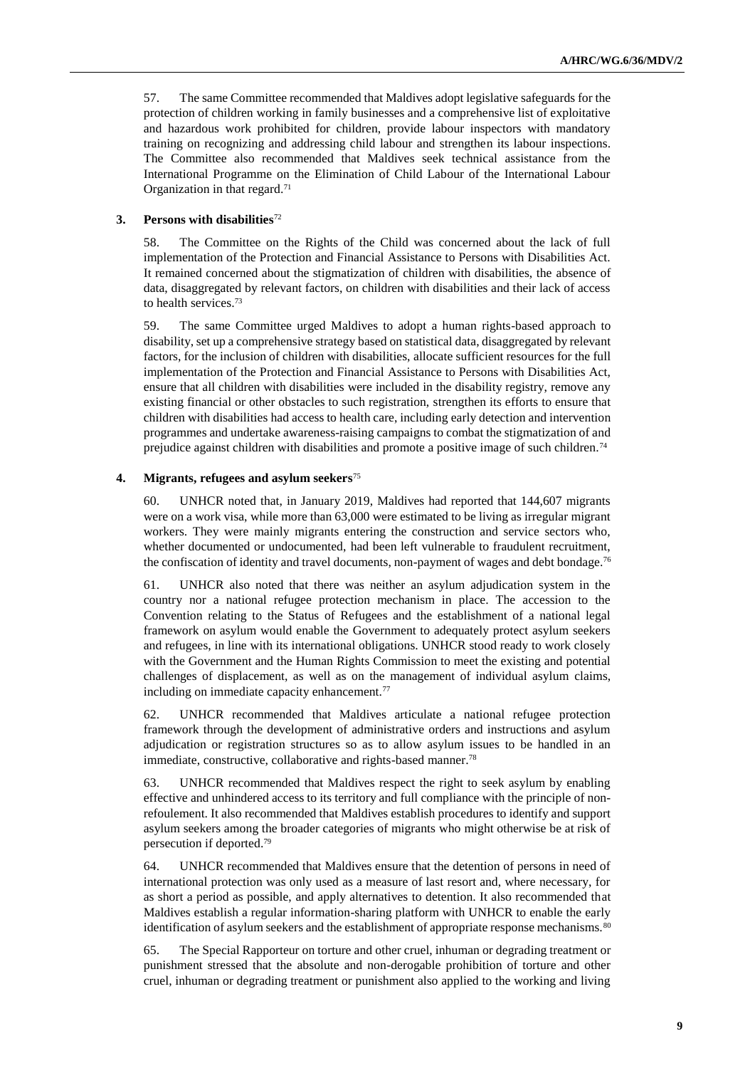57. The same Committee recommended that Maldives adopt legislative safeguards for the protection of children working in family businesses and a comprehensive list of exploitative and hazardous work prohibited for children, provide labour inspectors with mandatory training on recognizing and addressing child labour and strengthen its labour inspections. The Committee also recommended that Maldives seek technical assistance from the International Programme on the Elimination of Child Labour of the International Labour Organization in that regard.[71]

### 3. Persons with disabilities[72]

58. The Committee on the Rights of the Child was concerned about the lack of full implementation of the Protection and Financial Assistance to Persons with Disabilities Act. It remained concerned about the stigmatization of children with disabilities, the absence of data, disaggregated by relevant factors, on children with disabilities and their lack of access to health services.[73]

59. The same Committee urged Maldives to adopt a human rights-based approach to disability, set up a comprehensive strategy based on statistical data, disaggregated by relevant factors, for the inclusion of children with disabilities, allocate sufficient resources for the full implementation of the Protection and Financial Assistance to Persons with Disabilities Act, ensure that all children with disabilities were included in the disability registry, remove any existing financial or other obstacles to such registration, strengthen its efforts to ensure that children with disabilities had access to health care, including early detection and intervention programmes and undertake awareness-raising campaigns to combat the stigmatization of and prejudice against children with disabilities and promote a positive image of such children.[74]

### 4. Migrants, refugees and asylum seekers[75]

60. UNHCR noted that, in January 2019, Maldives had reported that 144,607 migrants were on a work visa, while more than 63,000 were estimated to be living as irregular migrant workers. They were mainly migrants entering the construction and service sectors who, whether documented or undocumented, had been left vulnerable to fraudulent recruitment, the confiscation of identity and travel documents, non-payment of wages and debt bondage.[76]

61. UNHCR also noted that there was neither an asylum adjudication system in the country nor a national refugee protection mechanism in place. The accession to the Convention relating to the Status of Refugees and the establishment of a national legal framework on asylum would enable the Government to adequately protect asylum seekers and refugees, in line with its international obligations. UNHCR stood ready to work closely with the Government and the Human Rights Commission to meet the existing and potential challenges of displacement, as well as on the management of individual asylum claims, including on immediate capacity enhancement.[77]

62. UNHCR recommended that Maldives articulate a national refugee protection framework through the development of administrative orders and instructions and asylum adjudication or registration structures so as to allow asylum issues to be handled in an immediate, constructive, collaborative and rights-based manner.[78]

63. UNHCR recommended that Maldives respect the right to seek asylum by enabling effective and unhindered access to its territory and full compliance with the principle of non-refoulement. It also recommended that Maldives establish procedures to identify and support asylum seekers among the broader categories of migrants who might otherwise be at risk of persecution if deported.[79]

64. UNHCR recommended that Maldives ensure that the detention of persons in need of international protection was only used as a measure of last resort and, where necessary, for as short a period as possible, and apply alternatives to detention. It also recommended that Maldives establish a regular information-sharing platform with UNHCR to enable the early identification of asylum seekers and the establishment of appropriate response mechanisms.[80]

65. The Special Rapporteur on torture and other cruel, inhuman or degrading treatment or punishment stressed that the absolute and non-derogable prohibition of torture and other cruel, inhuman or degrading treatment or punishment also applied to the working and living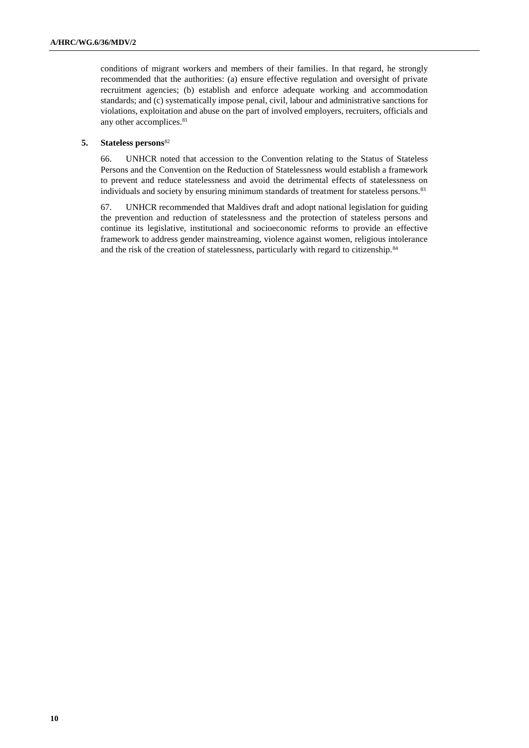conditions of migrant workers and members of their families. In that regard, he strongly recommended that the authorities: (a) ensure effective regulation and oversight of private recruitment agencies; (b) establish and enforce adequate working and accommodation standards; and (c) systematically impose penal, civil, labour and administrative sanctions for violations, exploitation and abuse on the part of involved employers, recruiters, officials and any other accomplices.[81]

### 5. Stateless persons[82]

66. UNHCR noted that accession to the Convention relating to the Status of Stateless Persons and the Convention on the Reduction of Statelessness would establish a framework to prevent and reduce statelessness and avoid the detrimental effects of statelessness on individuals and society by ensuring minimum standards of treatment for stateless persons.[83]

67. UNHCR recommended that Maldives draft and adopt national legislation for guiding the prevention and reduction of statelessness and the protection of stateless persons and continue its legislative, institutional and socioeconomic reforms to provide an effective framework to address gender mainstreaming, violence against women, religious intolerance and the risk of the creation of statelessness, particularly with regard to citizenship.[84]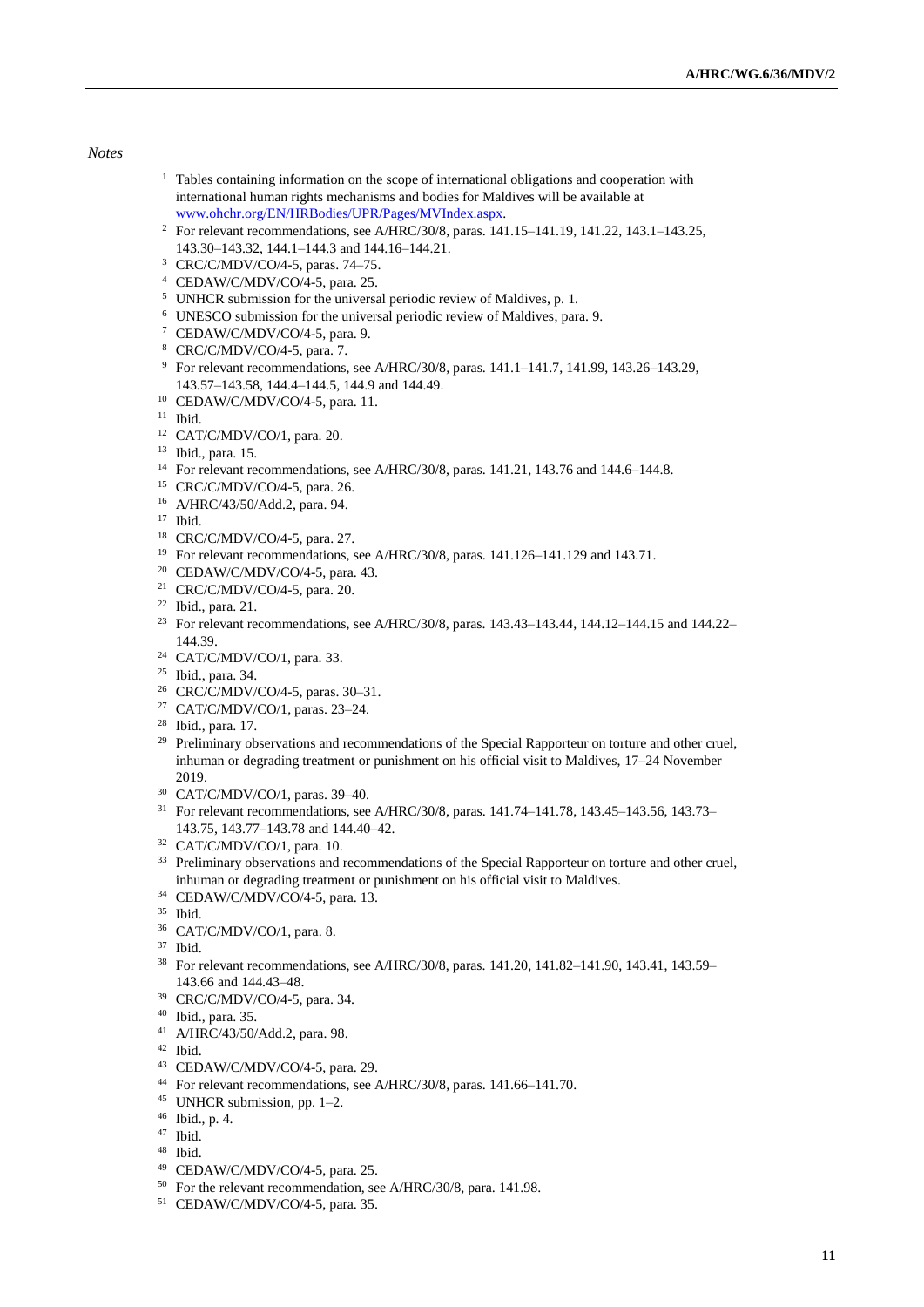*Notes*

1 Tables containing information on the scope of international obligations and cooperation with international human rights mechanisms and bodies for Maldives will be available at www.ohchr.org/EN/HRBodies/UPR/Pages/MVIndex.aspx.
2 For relevant recommendations, see A/HRC/30/8, paras. 141.15–141.19, 141.22, 143.1–143.25, 143.30–143.32, 144.1–144.3 and 144.16–144.21.
3 CRC/C/MDV/CO/4-5, paras. 74–75.
4 CEDAW/C/MDV/CO/4-5, para. 25.
5 UNHCR submission for the universal periodic review of Maldives, p. 1.
6 UNESCO submission for the universal periodic review of Maldives, para. 9.
7 CEDAW/C/MDV/CO/4-5, para. 9.
8 CRC/C/MDV/CO/4-5, para. 7.
9 For relevant recommendations, see A/HRC/30/8, paras. 141.1–141.7, 141.99, 143.26–143.29, 143.57–143.58, 144.4–144.5, 144.9 and 144.49.
10 CEDAW/C/MDV/CO/4-5, para. 11.
11 Ibid.
12 CAT/C/MDV/CO/1, para. 20.
13 Ibid., para. 15.
14 For relevant recommendations, see A/HRC/30/8, paras. 141.21, 143.76 and 144.6–144.8.
15 CRC/C/MDV/CO/4-5, para. 26.
16 A/HRC/43/50/Add.2, para. 94.
17 Ibid.
18 CRC/C/MDV/CO/4-5, para. 27.
19 For relevant recommendations, see A/HRC/30/8, paras. 141.126–141.129 and 143.71.
20 CEDAW/C/MDV/CO/4-5, para. 43.
21 CRC/C/MDV/CO/4-5, para. 20.
22 Ibid., para. 21.
23 For relevant recommendations, see A/HRC/30/8, paras. 143.43–143.44, 144.12–144.15 and 144.22–144.39.
24 CAT/C/MDV/CO/1, para. 33.
25 Ibid., para. 34.
26 CRC/C/MDV/CO/4-5, paras. 30–31.
27 CAT/C/MDV/CO/1, paras. 23–24.
28 Ibid., para. 17.
29 Preliminary observations and recommendations of the Special Rapporteur on torture and other cruel, inhuman or degrading treatment or punishment on his official visit to Maldives, 17–24 November 2019.
30 CAT/C/MDV/CO/1, paras. 39–40.
31 For relevant recommendations, see A/HRC/30/8, paras. 141.74–141.78, 143.45–143.56, 143.73–143.75, 143.77–143.78 and 144.40–42.
32 CAT/C/MDV/CO/1, para. 10.
33 Preliminary observations and recommendations of the Special Rapporteur on torture and other cruel, inhuman or degrading treatment or punishment on his official visit to Maldives.
34 CEDAW/C/MDV/CO/4-5, para. 13.
35 Ibid.
36 CAT/C/MDV/CO/1, para. 8.
37 Ibid.
38 For relevant recommendations, see A/HRC/30/8, paras. 141.20, 141.82–141.90, 143.41, 143.59–143.66 and 144.43–48.
39 CRC/C/MDV/CO/4-5, para. 34.
40 Ibid., para. 35.
41 A/HRC/43/50/Add.2, para. 98.
42 Ibid.
43 CEDAW/C/MDV/CO/4-5, para. 29.
44 For relevant recommendations, see A/HRC/30/8, paras. 141.66–141.70.
45 UNHCR submission, pp. 1–2.
46 Ibid., p. 4.
47 Ibid.
48 Ibid.
49 CEDAW/C/MDV/CO/4-5, para. 25.
50 For the relevant recommendation, see A/HRC/30/8, para. 141.98.
51 CEDAW/C/MDV/CO/4-5, para. 35.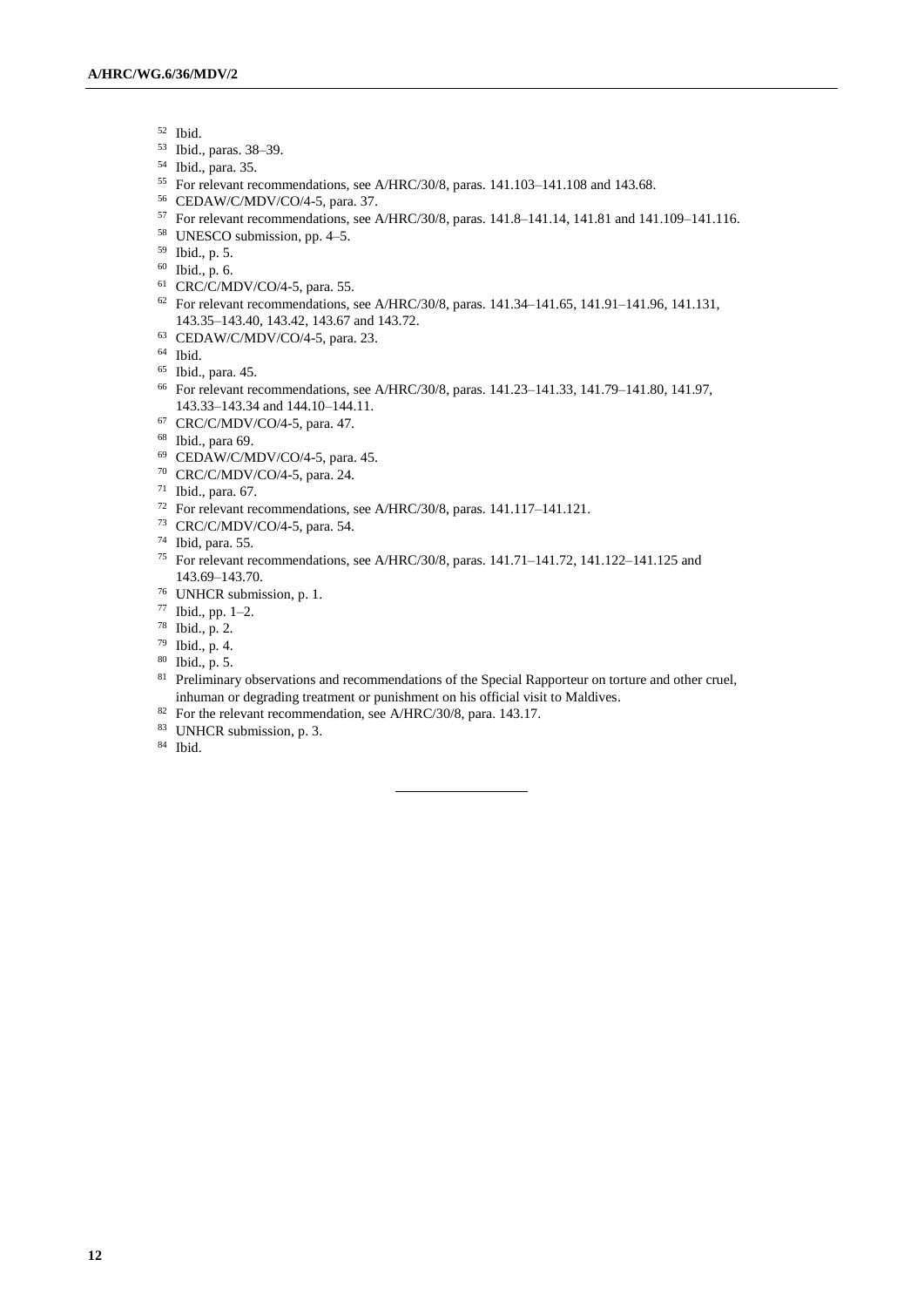[52] Ibid.

[53] Ibid., paras. 38–39.

[54] Ibid., para. 35.

[55] For relevant recommendations, see A/HRC/30/8, paras. 141.103–141.108 and 143.68.

[56] CEDAW/C/MDV/CO/4-5, para. 37.

[57] For relevant recommendations, see A/HRC/30/8, paras. 141.8–141.14, 141.81 and 141.109–141.116.

[58] UNESCO submission, pp. 4–5.

[59] Ibid., p. 5.

[60] Ibid., p. 6.

[61] CRC/C/MDV/CO/4-5, para. 55.

[62] For relevant recommendations, see A/HRC/30/8, paras. 141.34–141.65, 141.91–141.96, 141.131, 143.35–143.40, 143.42, 143.67 and 143.72.

[63] CEDAW/C/MDV/CO/4-5, para. 23.

[64] Ibid.

[65] Ibid., para. 45.

[66] For relevant recommendations, see A/HRC/30/8, paras. 141.23–141.33, 141.79–141.80, 141.97, 143.33–143.34 and 144.10–144.11.

[67] CRC/C/MDV/CO/4-5, para. 47.

[68] Ibid., para 69.

[69] CEDAW/C/MDV/CO/4-5, para. 45.

[70] CRC/C/MDV/CO/4-5, para. 24.

[71] Ibid., para. 67.

[72] For relevant recommendations, see A/HRC/30/8, paras. 141.117–141.121.

[73] CRC/C/MDV/CO/4-5, para. 54.

[74] Ibid, para. 55.

[75] For relevant recommendations, see A/HRC/30/8, paras. 141.71–141.72, 141.122–141.125 and 143.69–143.70.

[76] UNHCR submission, p. 1.

[77] Ibid., pp. 1–2.

[78] Ibid., p. 2.

[79] Ibid., p. 4.

[80] Ibid., p. 5.

[81] Preliminary observations and recommendations of the Special Rapporteur on torture and other cruel, inhuman or degrading treatment or punishment on his official visit to Maldives.

[82] For the relevant recommendation, see A/HRC/30/8, para. 143.17.

[83] UNHCR submission, p. 3.

[84] Ibid.